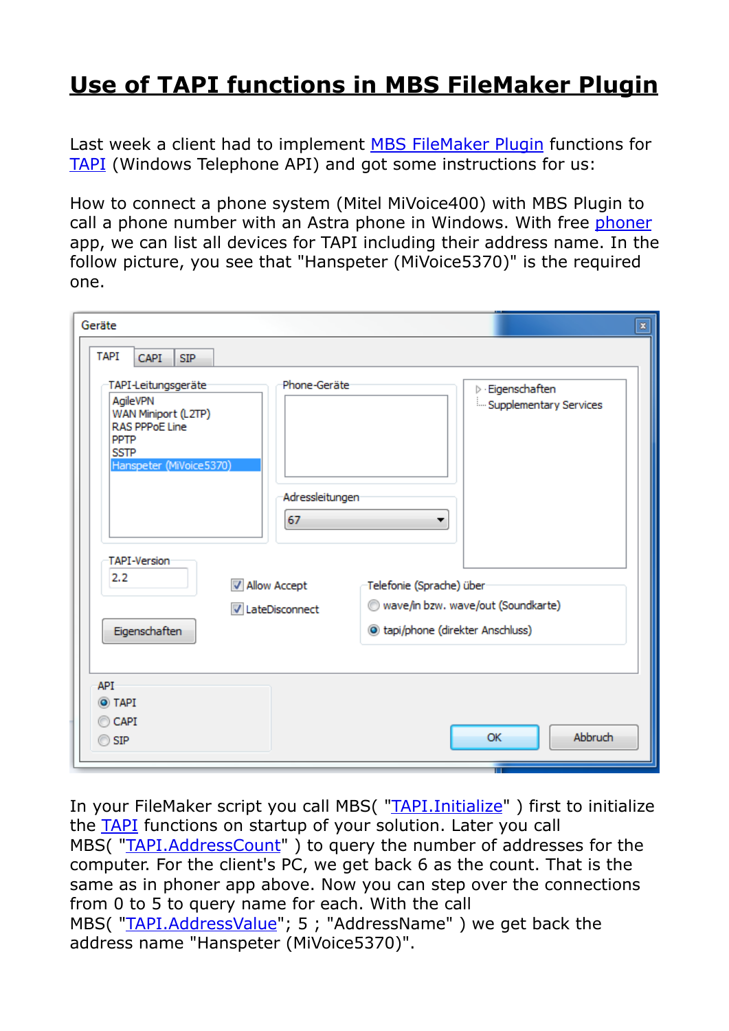# Use of TAPI functions in MBS FileMaker Plugin

Last week a client had to implement MBS FileMaker Plugin functions for TAPI (Windows Telephone API) and got some instructions for us:

How to connect a phone system (Mitel MiVoice400) with MBS Plugin to call a phone number with an Astra phone in Windows. With free phoner app, we can list all devices for TAPI including their address name. In the follow picture, you see that "Hanspeter (MiVoice5370)" is the required one.

In your FileMaker script you call MBS( "TAPI.Initialize" ) first to initialize the TAPI functions on startup of your solution. Later you call MBS( "TAPI.AddressCount" ) to query the number of addresses for the computer. For the client's PC, we get back 6 as the count. That is the same as in phoner app above. Now you can step over the connections from 0 to 5 to query name for each. With the call MBS( "TAPI.AddressValue"; 5 ; "AddressName" ) we get back the address name "Hanspeter (MiVoice5370)".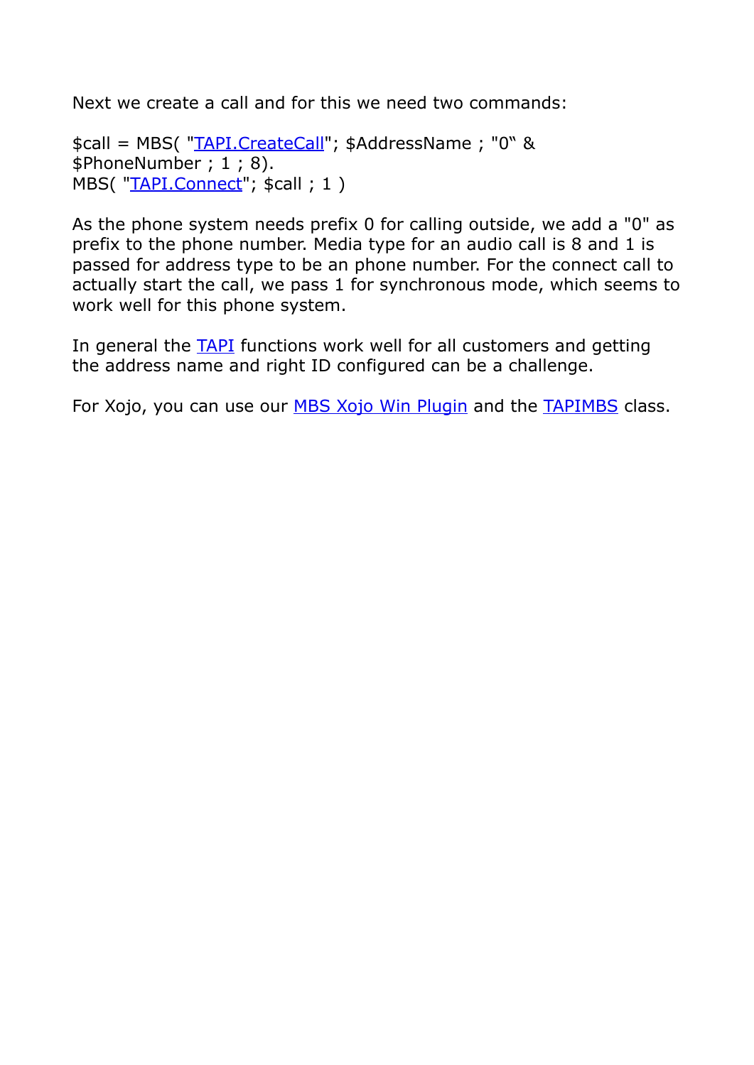Next we create a call and for this we need two commands:

```
$call = MBS( "TAPI.CreateCall"; $AddressName ; "0" &
$PhoneNumber ; 1 ; 8).
MBS( "TAPI.Connect"; $call ; 1 )
```

As the phone system needs prefix 0 for calling outside, we add a "0" as prefix to the phone number. Media type for an audio call is 8 and 1 is passed for address type to be an phone number. For the connect call to actually start the call, we pass 1 for synchronous mode, which seems to work well for this phone system.

In general the TAPI functions work well for all customers and getting the address name and right ID configured can be a challenge.

For Xojo, you can use our MBS Xojo Win Plugin and the TAPIMBS class.